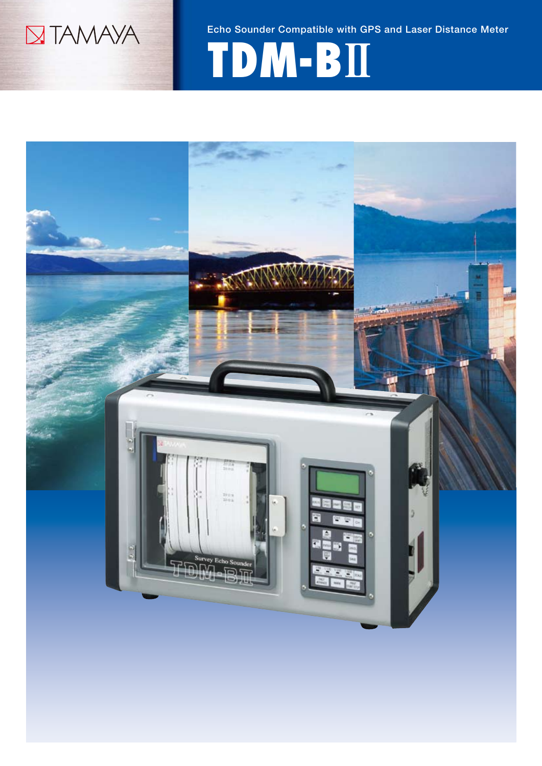TAMAYA

Echo Sounder Compatible with GPS and Laser Distance Meter

# TDM-BⅡ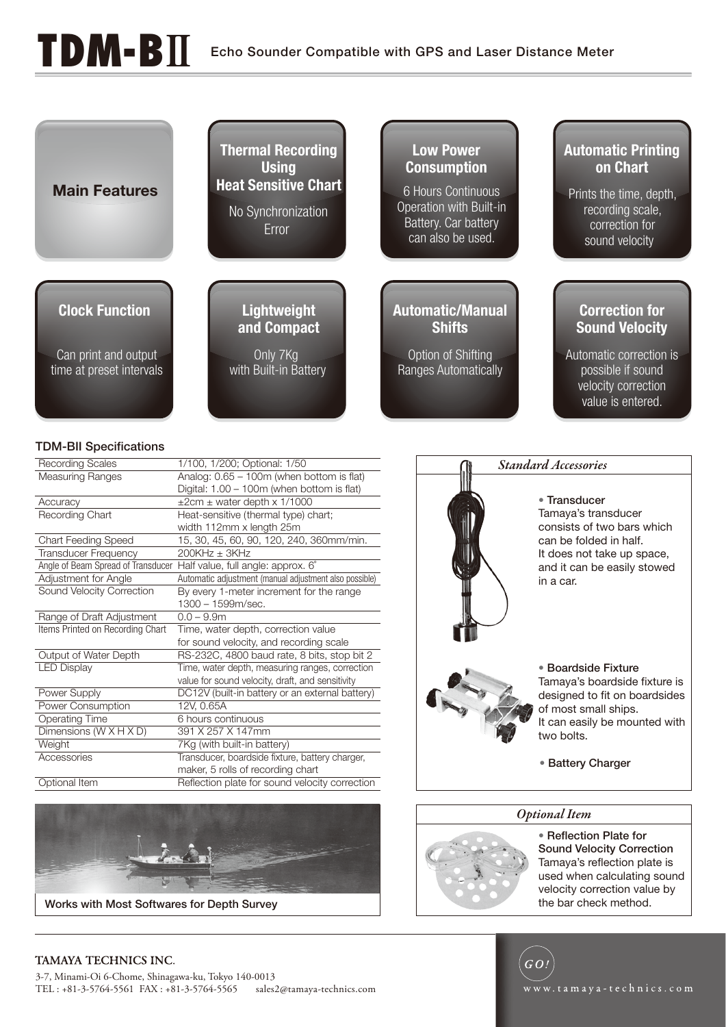# TDM-BII

Echo Sounder Compatible with GPS and Laser Distance Meter

## Main Features

**Thermal Recording Using Heat Sensitive Chart**
No Synchronization Error

**Low Power Consumption**
6 Hours Continuous Operation with Built-in Battery. Car battery can also be used.

**Automatic Printing on Chart**
Prints the time, depth, recording scale, correction for sound velocity

**Clock Function**
Can print and output time at preset intervals

**Lightweight and Compact**
Only 7Kg with Built-in Battery

**Automatic/Manual Shifts**
Option of Shifting Ranges Automatically

**Correction for Sound Velocity**
Automatic correction is possible if sound velocity correction value is entered.

### TDM-BII Specifications

| | |
|---|---|
| Recording Scales | 1/100, 1/200; Optional: 1/50 |
| Measuring Ranges | Analog: 0.65 – 100m (when bottom is flat)<br>Digital: 1.00 – 100m (when bottom is flat) |
| Accuracy | ±2cm ± water depth x 1/1000 |
| Recording Chart | Heat-sensitive (thermal type) chart;<br>width 112mm x length 25m |
| Chart Feeding Speed | 15, 30, 45, 60, 90, 120, 240, 360mm/min. |
| Transducer Frequency | 200KHz ± 3KHz |
| Angle of Beam Spread of Transducer | Half value, full angle: approx. 6˚ |
| Adjustment for Angle | Automatic adjustment (manual adjustment also possible) |
| Sound Velocity Correction | By every 1-meter increment for the range<br>1300 – 1599m/sec. |
| Range of Draft Adjustment | 0.0 – 9.9m |
| Items Printed on Recording Chart | Time, water depth, correction value<br>for sound velocity, and recording scale |
| Output of Water Depth | RS-232C, 4800 baud rate, 8 bits, stop bit 2 |
| LED Display | Time, water depth, measuring ranges, correction<br>value for sound velocity, draft, and sensitivity |
| Power Supply | DC12V (built-in battery or an external battery) |
| Power Consumption | 12V, 0.65A |
| Operating Time | 6 hours continuous |
| Dimensions (W X H X D) | 391 X 257 X 147mm |
| Weight | 7Kg (with built-in battery) |
| Accessories | Transducer, boardside fixture, battery charger,<br>maker, 5 rolls of recording chart |
| Optional Item | Reflection plate for sound velocity correction |

Works with Most Softwares for Depth Survey

### *Standard Accessories*

- **Transducer**
  Tamaya's transducer consists of two bars which can be folded in half. It does not take up space, and it can be easily stowed in a car.
- **Boardside Fixture**
  Tamaya's boardside fixture is designed to fit on boardsides of most small ships. It can easily be mounted with two bolts.
- **Battery Charger**

### *Optional Item*

- **Reflection Plate for Sound Velocity Correction**
  Tamaya's reflection plate is used when calculating sound velocity correction value by the bar check method.

**TAMAYA TECHNICS INC.**
3-7, Minami-Oi 6-Chome, Shinagawa-ku, Tokyo 140-0013
TEL : +81-3-5764-5561 FAX : +81-3-5764-5565 sales2@tamaya-technics.com

GO!
www.tamaya-technics.com